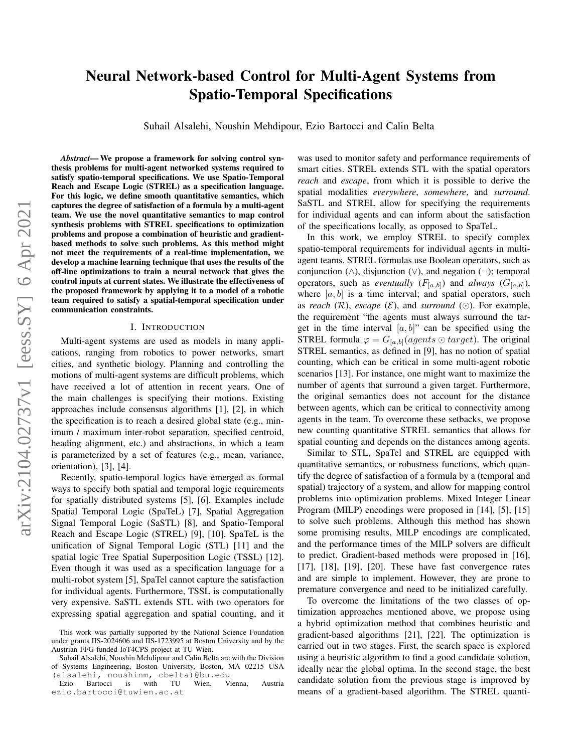# Neural Network-based Control for Multi-Agent Systems from Spatio-Temporal Specifications

Suhail Alsalehi, Noushin Mehdipour, Ezio Bartocci and Calin Belta

***Abstract*— We propose a framework for solving control synthesis problems for multi-agent networked systems required to satisfy spatio-temporal specifications. We use Spatio-Temporal Reach and Escape Logic (STREL) as a specification language. For this logic, we define smooth quantitative semantics, which captures the degree of satisfaction of a formula by a multi-agent team. We use the novel quantitative semantics to map control synthesis problems with STREL specifications to optimization problems and propose a combination of heuristic and gradient-based methods to solve such problems. As this method might not meet the requirements of a real-time implementation, we develop a machine learning technique that uses the results of the off-line optimizations to train a neural network that gives the control inputs at current states. We illustrate the effectiveness of the proposed framework by applying it to a model of a robotic team required to satisfy a spatial-temporal specification under communication constraints.**

## I. Introduction

Multi-agent systems are used as models in many applications, ranging from robotics to power networks, smart cities, and synthetic biology. Planning and controlling the motions of multi-agent systems are difficult problems, which have received a lot of attention in recent years. One of the main challenges is specifying their motions. Existing approaches include consensus algorithms [1], [2], in which the specification is to reach a desired global state (e.g., minimum / maximum inter-robot separation, specified centroid, heading alignment, etc.) and abstractions, in which a team is parameterized by a set of features (e.g., mean, variance, orientation), [3], [4].

Recently, spatio-temporal logics have emerged as formal ways to specify both spatial and temporal logic requirements for spatially distributed systems [5], [6]. Examples include Spatial Temporal Logic (SpaTeL) [7], Spatial Aggregation Signal Temporal Logic (SaSTL) [8], and Spatio-Temporal Reach and Escape Logic (STREL) [9], [10]. SpaTeL is the unification of Signal Temporal Logic (STL) [11] and the spatial logic Tree Spatial Superposition Logic (TSSL) [12]. Even though it was used as a specification language for a multi-robot system [5], SpaTel cannot capture the satisfaction for individual agents. Furthermore, TSSL is computationally very expensive. SaSTL extends STL with two operators for expressing spatial aggregation and spatial counting, and it was used to monitor safety and performance requirements of smart cities. STREL extends STL with the spatial operators *reach* and *escape*, from which it is possible to derive the spatial modalities *everywhere*, *somewhere*, and *surround*. SaSTL and STREL allow for specifying the requirements for individual agents and can inform about the satisfaction of the specifications locally, as opposed to SpaTeL.

In this work, we employ STREL to specify complex spatio-temporal requirements for individual agents in multi-agent teams. STREL formulas use Boolean operators, such as conjunction ($\wedge$), disjunction ($\vee$), and negation ($\neg$); temporal operators, such as *eventually* ($F_{[a,b]}$) and *always* ($G_{[a,b]}$), where $[a, b]$ is a time interval; and spatial operators, such as *reach* ($\mathcal{R}$), *escape* ($\mathcal{E}$), and *surround* ($\odot$). For example, the requirement "the agents must always surround the target in the time interval $[a, b]$" can be specified using the STREL formula $\varphi = G_{[a,b]}(agents \odot target)$. The original STREL semantics, as defined in [9], has no notion of spatial counting, which can be critical in some multi-agent robotic scenarios [13]. For instance, one might want to maximize the number of agents that surround a given target. Furthermore, the original semantics does not account for the distance between agents, which can be critical to connectivity among agents in the team. To overcome these setbacks, we propose new counting quantitative STREL semantics that allows for spatial counting and depends on the distances among agents.

Similar to STL, SpaTel and STREL are equipped with quantitative semantics, or robustness functions, which quantify the degree of satisfaction of a formula by a (temporal and spatial) trajectory of a system, and allow for mapping control problems into optimization problems. Mixed Integer Linear Program (MILP) encodings were proposed in [14], [5], [15] to solve such problems. Although this method has shown some promising results, MILP encodings are complicated, and the performance times of the MILP solvers are difficult to predict. Gradient-based methods were proposed in [16], [17], [18], [19], [20]. These have fast convergence rates and are simple to implement. However, they are prone to premature convergence and need to be initialized carefully.

To overcome the limitations of the two classes of optimization approaches mentioned above, we propose using a hybrid optimization method that combines heuristic and gradient-based algorithms [21], [22]. The optimization is carried out in two stages. First, the search space is explored using a heuristic algorithm to find a good candidate solution, ideally near the global optima. In the second stage, the best candidate solution from the previous stage is improved by means of a gradient-based algorithm. The STREL quanti-

---

This work was partially supported by the National Science Foundation under grants IIS-2024606 and IIS-1723995 at Boston University and by the Austrian FFG-funded IoT4CPS project at TU Wien.

Suhail Alsalehi, Noushin Mehdipour and Calin Belta are with the Division of Systems Engineering, Boston University, Boston, MA 02215 USA (alsalehi, noushinm, cbelta)@bu.edu

Ezio Bartocci is with TU Wien, Vienna, Austria ezio.bartocci@tuwien.ac.at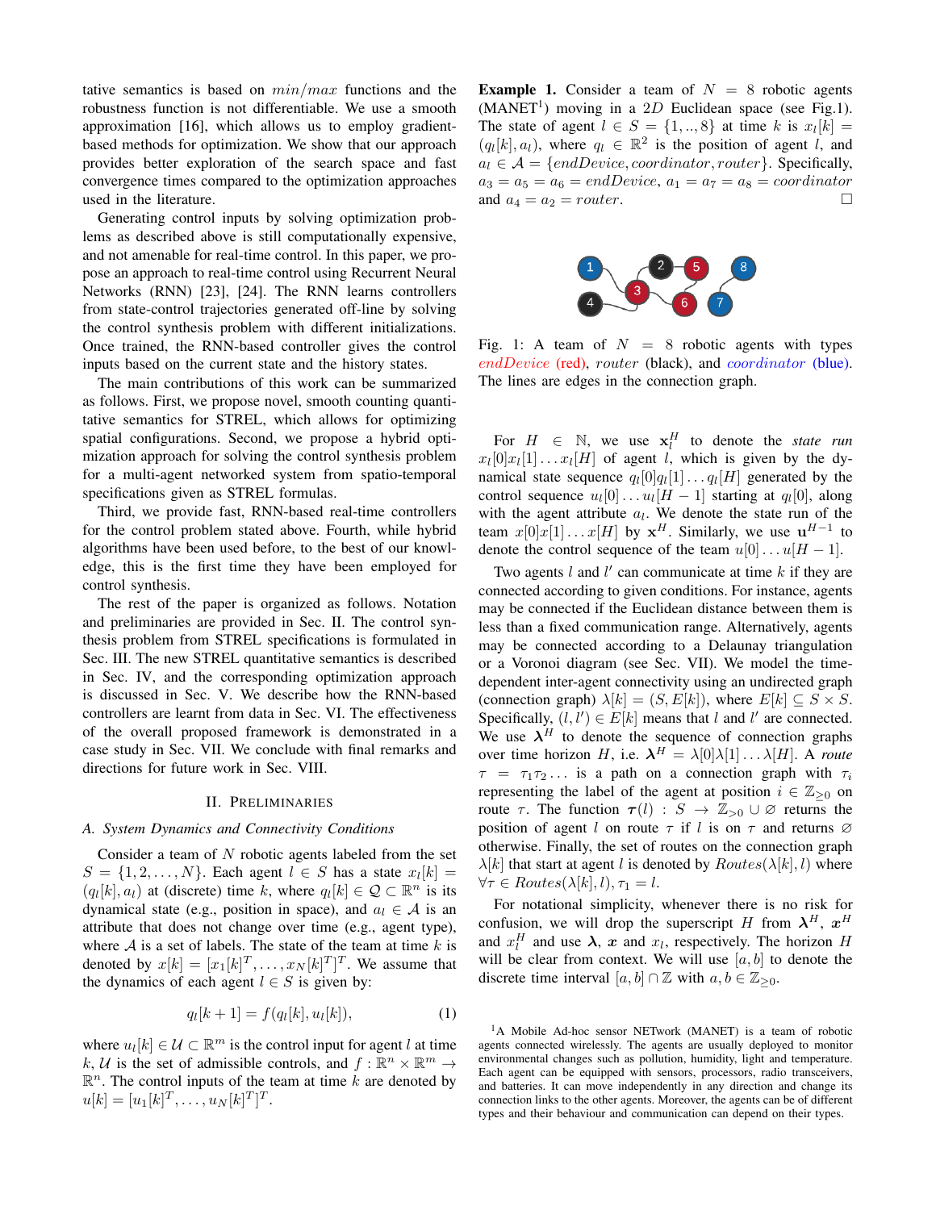tative semantics is based on $min/max$ functions and the robustness function is not differentiable. We use a smooth approximation [16], which allows us to employ gradient-based methods for optimization. We show that our approach provides better exploration of the search space and fast convergence times compared to the optimization approaches used in the literature.

Generating control inputs by solving optimization problems as described above is still computationally expensive, and not amenable for real-time control. In this paper, we propose an approach to real-time control using Recurrent Neural Networks (RNN) [23], [24]. The RNN learns controllers from state-control trajectories generated off-line by solving the control synthesis problem with different initializations. Once trained, the RNN-based controller gives the control inputs based on the current state and the history states.

The main contributions of this work can be summarized as follows. First, we propose novel, smooth counting quantitative semantics for STREL, which allows for optimizing spatial configurations. Second, we propose a hybrid optimization approach for solving the control synthesis problem for a multi-agent networked system from spatio-temporal specifications given as STREL formulas.

Third, we provide fast, RNN-based real-time controllers for the control problem stated above. Fourth, while hybrid algorithms have been used before, to the best of our knowledge, this is the first time they have been employed for control synthesis.

The rest of the paper is organized as follows. Notation and preliminaries are provided in Sec. II. The control synthesis problem from STREL specifications is formulated in Sec. III. The new STREL quantitative semantics is described in Sec. IV, and the corresponding optimization approach is discussed in Sec. V. We describe how the RNN-based controllers are learnt from data in Sec. VI. The effectiveness of the overall proposed framework is demonstrated in a case study in Sec. VII. We conclude with final remarks and directions for future work in Sec. VIII.

## II. Preliminaries

### A. System Dynamics and Connectivity Conditions

Consider a team of $N$ robotic agents labeled from the set $S = \{1, 2, \dots, N\}$. Each agent $l \in S$ has a state $x_l[k] = (q_l[k], a_l)$ at (discrete) time $k$, where $q_l[k] \in \mathcal{Q} \subset \mathbb{R}^n$ is its dynamical state (e.g., position in space), and $a_l \in \mathcal{A}$ is an attribute that does not change over time (e.g., agent type), where $\mathcal{A}$ is a set of labels. The state of the team at time $k$ is denoted by $x[k] = [x_1[k]^T, \dots, x_N[k]^T]^T$. We assume that the dynamics of each agent $l \in S$ is given by:

$$q_l[k+1] = f(q_l[k], u_l[k]), \tag{1}$$

where $u_l[k] \in \mathcal{U} \subset \mathbb{R}^m$ is the control input for agent $l$ at time $k$, $\mathcal{U}$ is the set of admissible controls, and $f : \mathbb{R}^n \times \mathbb{R}^m \to \mathbb{R}^n$. The control inputs of the team at time $k$ are denoted by $u[k] = [u_1[k]^T, \dots, u_N[k]^T]^T$.

**Example 1.** Consider a team of $N = 8$ robotic agents (MANET[1]) moving in a $2D$ Euclidean space (see Fig.1). The state of agent $l \in S = \{1, .., 8\}$ at time $k$ is $x_l[k] = (q_l[k], a_l)$, where $q_l \in \mathbb{R}^2$ is the position of agent $l$, and $a_l \in \mathcal{A} = \{endDevice, coordinator, router\}$. Specifically, $a_3 = a_5 = a_6 = endDevice$, $a_1 = a_7 = a_8 = coordinator$ and $a_4 = a_2 = router$. □

Fig. 1: A team of $N = 8$ robotic agents with types *endDevice* (red), *router* (black), and *coordinator* (blue). The lines are edges in the connection graph.

For $H \in \mathbb{N}$, we use $\mathbf{x}_l^H$ to denote the *state run* $x_l[0]x_l[1] \dots x_l[H]$ of agent $l$, which is given by the dynamical state sequence $q_l[0]q_l[1] \dots q_l[H]$ generated by the control sequence $u_l[0] \dots u_l[H-1]$ starting at $q_l[0]$, along with the agent attribute $a_l$. We denote the state run of the team $x[0]x[1] \dots x[H]$ by $\mathbf{x}^H$. Similarly, we use $\mathbf{u}^{H-1}$ to denote the control sequence of the team $u[0] \dots u[H-1]$.

Two agents $l$ and $l'$ can communicate at time $k$ if they are connected according to given conditions. For instance, agents may be connected if the Euclidean distance between them is less than a fixed communication range. Alternatively, agents may be connected according to a Delaunay triangulation or a Voronoi diagram (see Sec. VII). We model the time-dependent inter-agent connectivity using an undirected graph (connection graph) $\lambda[k] = (S, E[k])$, where $E[k] \subseteq S \times S$. Specifically, $(l, l') \in E[k]$ means that $l$ and $l'$ are connected. We use $\boldsymbol{\lambda}^H$ to denote the sequence of connection graphs over time horizon $H$, i.e. $\boldsymbol{\lambda}^H = \lambda[0]\lambda[1] \dots \lambda[H]$. A *route* $\tau = \tau_1 \tau_2 \dots$ is a path on a connection graph with $\tau_i$ representing the label of the agent at position $i \in \mathbb{Z}_{\geq 0}$ on route $\tau$. The function $\boldsymbol{\tau}(l) : S \to \mathbb{Z}_{>0} \cup \varnothing$ returns the position of agent $l$ on route $\tau$ if $l$ is on $\tau$ and returns $\varnothing$ otherwise. Finally, the set of routes on the connection graph $\lambda[k]$ that start at agent $l$ is denoted by $Routes(\lambda[k], l)$ where $\forall \tau \in Routes(\lambda[k], l), \tau_1 = l$.

For notational simplicity, whenever there is no risk for confusion, we will drop the superscript $H$ from $\boldsymbol{\lambda}^H$, $\boldsymbol{x}^H$ and $x_l^H$ and use $\boldsymbol{\lambda}$, $\boldsymbol{x}$ and $x_l$, respectively. The horizon $H$ will be clear from context. We will use $[a, b]$ to denote the discrete time interval $[a, b] \cap \mathbb{Z}$ with $a, b \in \mathbb{Z}_{\geq 0}$.

[1] A Mobile Ad-hoc sensor NETwork (MANET) is a team of robotic agents connected wirelessly. The agents are usually deployed to monitor environmental changes such as pollution, humidity, light and temperature. Each agent can be equipped with sensors, processors, radio transceivers, and batteries. It can move independently in any direction and change its connection links to the other agents. Moreover, the agents can be of different types and their behaviour and communication can depend on their types.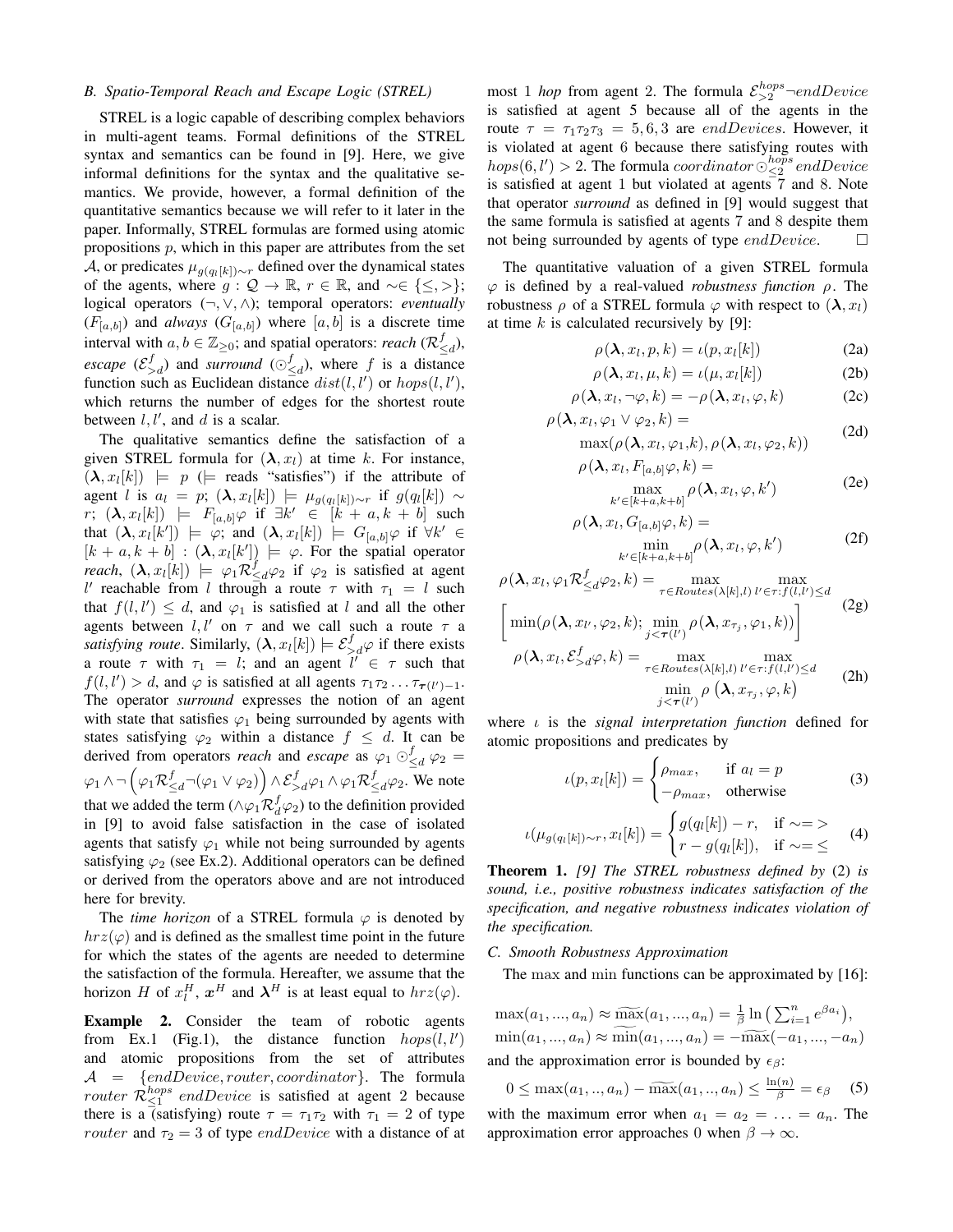### B. Spatio-Temporal Reach and Escape Logic (STREL)

STREL is a logic capable of describing complex behaviors in multi-agent teams. Formal definitions of the STREL syntax and semantics can be found in [9]. Here, we give informal definitions for the syntax and the qualitative semantics. We provide, however, a formal definition of the quantitative semantics because we will refer to it later in the paper. Informally, STREL formulas are formed using atomic propositions $p$, which in this paper are attributes from the set $\mathcal{A}$, or predicates $\mu_{g(q_l[k])\sim r}$ defined over the dynamical states of the agents, where $g : \mathcal{Q} \to \mathbb{R}$, $r \in \mathbb{R}$, and $\sim \in \{\leq, >\}$; logical operators ($\neg, \vee, \wedge$); temporal operators: *eventually* ($F_{[a,b]}$) and *always* ($G_{[a,b]}$) where $[a, b]$ is a discrete time interval with $a, b \in \mathbb{Z}_{\geq 0}$; and spatial operators: *reach* ($\mathcal{R}^f_{\leq d}$), *escape* ($\mathcal{E}^f_{>d}$) and *surround* ($\odot^f_{\leq d}$), where $f$ is a distance function such as Euclidean distance $dist(l, l')$ or $hops(l, l')$, which returns the number of edges for the shortest route between $l, l'$, and $d$ is a scalar.

The qualitative semantics define the satisfaction of a given STREL formula for $(\boldsymbol{\lambda}, x_l)$ at time $k$. For instance, $(\boldsymbol{\lambda}, x_l[k]) \models p$ ($\models$ reads "satisfies") if the attribute of agent $l$ is $a_l = p$; $(\boldsymbol{\lambda}, x_l[k]) \models \mu_{g(q_l[k])\sim r}$ if $g(q_l[k]) \sim r$; $(\boldsymbol{\lambda}, x_l[k]) \models F_{[a,b]}\varphi$ if $\exists k' \in [k + a, k + b]$ such that $(\boldsymbol{\lambda}, x_l[k']) \models \varphi$; and $(\boldsymbol{\lambda}, x_l[k]) \models G_{[a,b]}\varphi$ if $\forall k' \in [k + a, k + b] : (\boldsymbol{\lambda}, x_l[k']) \models \varphi$. For the spatial operator *reach*, $(\boldsymbol{\lambda}, x_l[k]) \models \varphi_1 \mathcal{R}^f_{\leq d} \varphi_2$ if $\varphi_2$ is satisfied at agent $l'$ reachable from $l$ through a route $\tau$ with $\tau_1 = l$ such that $f(l, l') \leq d$, and $\varphi_1$ is satisfied at $l$ and all the other agents between $l, l'$ on $\tau$ and we call such a route $\tau$ a *satisfying route*. Similarly, $(\boldsymbol{\lambda}, x_l[k]) \models \mathcal{E}^f_{>d}\varphi$ if there exists a route $\tau$ with $\tau_1 = l$; and an agent $l' \in \tau$ such that $f(l, l') > d$, and $\varphi$ is satisfied at all agents $\tau_1\tau_2 \ldots \tau_{\boldsymbol{\tau}(l')-1}$. The operator *surround* expresses the notion of an agent with state that satisfies $\varphi_1$ being surrounded by agents with states satisfying $\varphi_2$ within a distance $f \leq d$. It can be derived from operators *reach* and *escape* as $\varphi_1 \odot^f_{\leq d} \varphi_2 = \varphi_1 \wedge \neg\left(\varphi_1 \mathcal{R}^f_{\leq d} \neg(\varphi_1 \vee \varphi_2)\right) \wedge \mathcal{E}^f_{>d}\varphi_1 \wedge \varphi_1 \mathcal{R}^f_{\leq d}\varphi_2$. We note that we added the term $(\wedge \varphi_1 \mathcal{R}^f_d \varphi_2)$ to the definition provided in [9] to avoid false satisfaction in the case of isolated agents that satisfy $\varphi_1$ while not being surrounded by agents satisfying $\varphi_2$ (see Ex.2). Additional operators can be defined or derived from the operators above and are not introduced here for brevity.

The *time horizon* of a STREL formula $\varphi$ is denoted by $hrz(\varphi)$ and is defined as the smallest time point in the future for which the states of the agents are needed to determine the satisfaction of the formula. Hereafter, we assume that the horizon $H$ of $x^H_l$, $\boldsymbol{x}^H$ and $\boldsymbol{\lambda}^H$ is at least equal to $hrz(\varphi)$.

**Example 2.** Consider the team of robotic agents from Ex.1 (Fig.1), the distance function $hops(l, l')$ and atomic propositions from the set of attributes $\mathcal{A} = \{endDevice, router, coordinator\}$. The formula $router\ \mathcal{R}^{hops}_{\leq 1}\ endDevice$ is satisfied at agent 2 because there is a (satisfying) route $\tau = \tau_1\tau_2$ with $\tau_1 = 2$ of type $router$ and $\tau_2 = 3$ of type $endDevice$ with a distance of at most 1 *hop* from agent 2. The formula $\mathcal{E}^{hops}_{>2}\neg endDevice$ is satisfied at agent 5 because all of the agents in the route $\tau = \tau_1\tau_2\tau_3 = 5, 6, 3$ are $endDevices$. However, it is violated at agent 6 because there satisfying routes with $hops(6, l') > 2$. The formula $coordinator \odot^{hops}_{\leq 2} endDevice$ is satisfied at agent 1 but violated at agents 7 and 8. Note that operator *surround* as defined in [9] would suggest that the same formula is satisfied at agents 7 and 8 despite them not being surrounded by agents of type $endDevice$. $\square$

The quantitative valuation of a given STREL formula $\varphi$ is defined by a real-valued *robustness function* $\rho$. The robustness $\rho$ of a STREL formula $\varphi$ with respect to $(\boldsymbol{\lambda}, x_l)$ at time $k$ is calculated recursively by [9]:

$$\rho(\boldsymbol{\lambda}, x_l, p, k) = \iota(p, x_l[k]) \tag{2a}$$

$$\rho(\boldsymbol{\lambda}, x_l, \mu, k) = \iota(\mu, x_l[k]) \tag{2b}$$

$$\rho(\boldsymbol{\lambda}, x_l, \neg\varphi, k) = -\rho(\boldsymbol{\lambda}, x_l, \varphi, k) \tag{2c}$$

$$\rho(\boldsymbol{\lambda}, x_l, \varphi_1 \vee \varphi_2, k) = \max(\rho(\boldsymbol{\lambda}, x_l, \varphi_1, k), \rho(\boldsymbol{\lambda}, x_l, \varphi_2, k)) \tag{2d}$$

$$\rho(\boldsymbol{\lambda}, x_l, F_{[a,b]}\varphi, k) = \max_{k' \in [k+a, k+b]} \rho(\boldsymbol{\lambda}, x_l, \varphi, k') \tag{2e}$$

$$\rho(\boldsymbol{\lambda}, x_l, G_{[a,b]}\varphi, k) = \min_{k' \in [k+a, k+b]} \rho(\boldsymbol{\lambda}, x_l, \varphi, k') \tag{2f}$$

$$\rho(\boldsymbol{\lambda}, x_l, \varphi_1 \mathcal{R}^f_{\leq d} \varphi_2, k) = \max_{\tau \in Routes(\lambda[k], l)} \max_{l' \in \tau : f(l, l') \leq d} \left[\min(\rho(\boldsymbol{\lambda}, x_{l'}, \varphi_2, k); \min_{j < \boldsymbol{\tau}(l')} \rho(\boldsymbol{\lambda}, x_{\tau_j}, \varphi_1, k))\right] \tag{2g}$$

$$\rho(\boldsymbol{\lambda}, x_l, \mathcal{E}^f_{>d}\varphi, k) = \max_{\tau \in Routes(\lambda[k], l)} \max_{l' \in \tau : f(l, l') \leq d} \min_{j < \boldsymbol{\tau}(l')} \rho\left(\boldsymbol{\lambda}, x_{\tau_j}, \varphi, k\right) \tag{2h}$$

where $\iota$ is the *signal interpretation function* defined for atomic propositions and predicates by

$$\iota(p, x_l[k]) = \begin{cases} \rho_{max}, & \text{if } a_l = p \\ -\rho_{max}, & \text{otherwise} \end{cases} \tag{3}$$

$$\iota(\mu_{g(q_l[k])\sim r}, x_l[k]) = \begin{cases} g(q_l[k]) - r, & \text{if } \sim = > \\ r - g(q_l[k]), & \text{if } \sim = \leq \end{cases} \tag{4}$$

**Theorem 1.** *[9] The STREL robustness defined by* (2) *is sound, i.e., positive robustness indicates satisfaction of the specification, and negative robustness indicates violation of the specification.*

### C. Smooth Robustness Approximation

The $\max$ and $\min$ functions can be approximated by [16]:

$$\max(a_1, ..., a_n) \approx \widetilde{\max}(a_1, ..., a_n) = \tfrac{1}{\beta} \ln\left(\textstyle\sum_{i=1}^n e^{\beta a_i}\right),$$
$$\min(a_1, ..., a_n) \approx \widetilde{\min}(a_1, ..., a_n) = -\widetilde{\max}(-a_1, ..., -a_n)$$

and the approximation error is bounded by $\epsilon_\beta$:

$$0 \leq \max(a_1, .., a_n) - \widetilde{\max}(a_1, .., a_n) \leq \frac{\ln(n)}{\beta} = \epsilon_\beta \tag{5}$$

with the maximum error when $a_1 = a_2 = \ldots = a_n$. The approximation error approaches 0 when $\beta \to \infty$.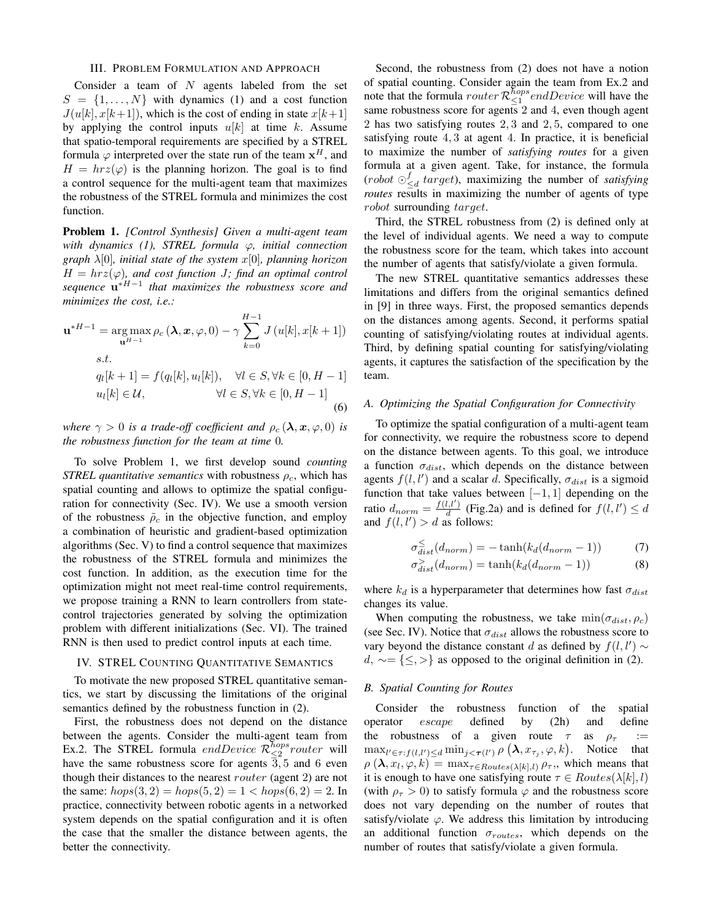## III. Problem Formulation and Approach

Consider a team of $N$ agents labeled from the set $S = \{1, \dots, N\}$ with dynamics (1) and a cost function $J(u[k], x[k+1])$, which is the cost of ending in state $x[k+1]$ by applying the control inputs $u[k]$ at time $k$. Assume that spatio-temporal requirements are specified by a STREL formula $\varphi$ interpreted over the state run of the team $\mathbf{x}^H$, and $H = hrz(\varphi)$ is the planning horizon. The goal is to find a control sequence for the multi-agent team that maximizes the robustness of the STREL formula and minimizes the cost function.

**Problem 1.** *[Control Synthesis] Given a multi-agent team with dynamics (1), STREL formula $\varphi$, initial connection graph $\lambda[0]$, initial state of the system $x[0]$, planning horizon $H = hrz(\varphi)$, and cost function $J$; find an optimal control sequence $\mathbf{u}^{*H-1}$ that maximizes the robustness score and minimizes the cost, i.e.:*

$$
\begin{aligned}
\mathbf{u}^{*H-1} = \underset{\mathbf{u}^{H-1}}{\arg\max}\, & \rho_c(\boldsymbol{\lambda}, \boldsymbol{x}, \varphi, 0) - \gamma \sum_{k=0}^{H-1} J(u[k], x[k+1]) \\
s.t.\quad & \\
& q_l[k+1] = f(q_l[k], u_l[k]), \quad \forall l \in S, \forall k \in [0, H-1] \\
& u_l[k] \in \mathcal{U}, \qquad\qquad\qquad \forall l \in S, \forall k \in [0, H-1]
\end{aligned}
\tag{6}
$$

*where $\gamma > 0$ is a trade-off coefficient and $\rho_c(\boldsymbol{\lambda}, \boldsymbol{x}, \varphi, 0)$ is the robustness function for the team at time 0.*

To solve Problem 1, we first develop sound *counting STREL quantitative semantics* with robustness $\rho_c$, which has spatial counting and allows to optimize the spatial configuration for connectivity (Sec. IV). We use a smooth version of the robustness $\tilde{\rho}_c$ in the objective function, and employ a combination of heuristic and gradient-based optimization algorithms (Sec. V) to find a control sequence that maximizes the robustness of the STREL formula and minimizes the cost function. In addition, as the execution time for the optimization might not meet real-time control requirements, we propose training a RNN to learn controllers from state-control trajectories generated by solving the optimization problem with different initializations (Sec. VI). The trained RNN is then used to predict control inputs at each time.

## IV. STREL Counting Quantitative Semantics

To motivate the new proposed STREL quantitative semantics, we start by discussing the limitations of the original semantics defined by the robustness function in (2).

First, the robustness does not depend on the distance between the agents. Consider the multi-agent team from Ex.2. The STREL formula $endDevice\ \mathcal{R}^{hops}_{\leq 2} router$ will have the same robustness score for agents $3, 5$ and $6$ even though their distances to the nearest $router$ (agent 2) are not the same: $hops(3, 2) = hops(5, 2) = 1 < hops(6, 2) = 2$. In practice, connectivity between robotic agents in a networked system depends on the spatial configuration and it is often the case that the smaller the distance between agents, the better the connectivity.

Second, the robustness from (2) does not have a notion of spatial counting. Consider again the team from Ex.2 and note that the formula $router\ \mathcal{R}^{hops}_{\leq 1} endDevice$ will have the same robustness score for agents 2 and 4, even though agent 2 has two satisfying routes $2, 3$ and $2, 5$, compared to one satisfying route $4, 3$ at agent 4. In practice, it is beneficial to maximize the number of *satisfying routes* for a given formula at a given agent. Take, for instance, the formula $(robot \odot^{f}_{\leq d} target)$, maximizing the number of *satisfying routes* results in maximizing the number of agents of type $robot$ surrounding $target$.

Third, the STREL robustness from (2) is defined only at the level of individual agents. We need a way to compute the robustness score for the team, which takes into account the number of agents that satisfy/violate a given formula.

The new STREL quantitative semantics addresses these limitations and differs from the original semantics defined in [9] in three ways. First, the proposed semantics depends on the distances among agents. Second, it performs spatial counting of satisfying/violating routes at individual agents. Third, by defining spatial counting for satisfying/violating agents, it captures the satisfaction of the specification by the team.

### A. Optimizing the Spatial Configuration for Connectivity

To optimize the spatial configuration of a multi-agent team for connectivity, we require the robustness score to depend on the distance between agents. To this goal, we introduce a function $\sigma_{dist}$, which depends on the distance between agents $f(l, l')$ and a scalar $d$. Specifically, $\sigma_{dist}$ is a sigmoid function that take values between $[-1, 1]$ depending on the ratio $d_{norm} = \frac{f(l,l')}{d}$ (Fig.2a) and is defined for $f(l, l') \leq d$ and $f(l, l') > d$ as follows:

$$
\sigma^{\leq}_{dist}(d_{norm}) = -\tanh(k_d(d_{norm} - 1)) \tag{7}
$$

$$
\sigma^{>}_{dist}(d_{norm}) = \tanh(k_d(d_{norm} - 1)) \tag{8}
$$

where $k_d$ is a hyperparameter that determines how fast $\sigma_{dist}$ changes its value.

When computing the robustness, we take $\min(\sigma_{dist}, \rho_c)$ (see Sec. IV). Notice that $\sigma_{dist}$ allows the robustness score to vary beyond the distance constant $d$ as defined by $f(l, l') \sim d$, $\sim = \{\leq, >\}$ as opposed to the original definition in (2).

### B. Spatial Counting for Routes

Consider the robustness function of the spatial operator $escape$ defined by (2h) and define the robustness of a given route $\tau$ as $\rho_\tau := \max_{l' \in \tau : f(l,l') \leq d} \min_{j < \boldsymbol{\tau}(l')} \rho(\boldsymbol{\lambda}, x_{\tau_j}, \varphi, k)$. Notice that $\rho(\boldsymbol{\lambda}, x_l, \varphi, k) = \max_{\tau \in Routes(\lambda[k], l)} \rho_\tau$, which means that it is enough to have one satisfying route $\tau \in Routes(\lambda[k], l)$ (with $\rho_\tau > 0$) to satisfy formula $\varphi$ and the robustness score does not vary depending on the number of routes that satisfy/violate $\varphi$. We address this limitation by introducing an additional function $\sigma_{routes}$, which depends on the number of routes that satisfy/violate a given formula.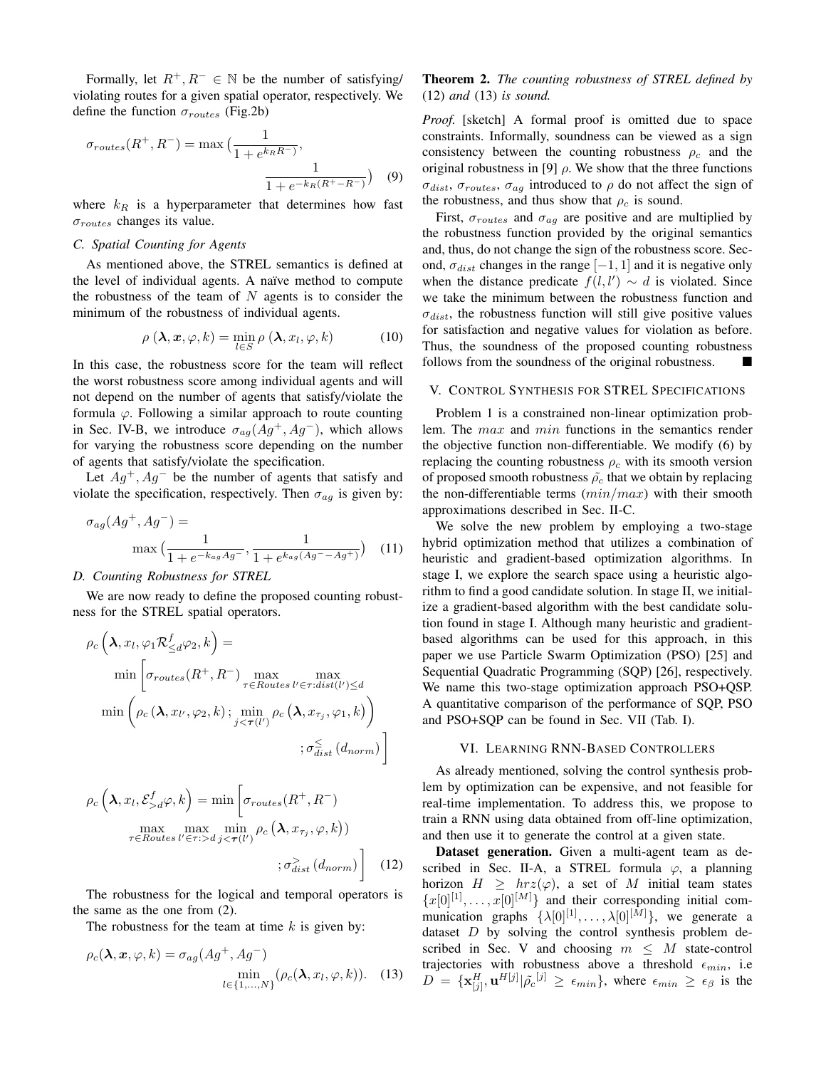Formally, let $R^+, R^- \in \mathbb{N}$ be the number of satisfying/ violating routes for a given spatial operator, respectively. We define the function $\sigma_{routes}$ (Fig.2b)

$$\sigma_{routes}(R^+, R^-) = \max\big(\frac{1}{1+e^{k_R R^-)}}, \frac{1}{1+e^{-k_R(R^+-R^-)}}\big) \quad (9)$$

where $k_R$ is a hyperparameter that determines how fast $\sigma_{routes}$ changes its value.

### C. Spatial Counting for Agents

As mentioned above, the STREL semantics is defined at the level of individual agents. A naïve method to compute the robustness of the team of $N$ agents is to consider the minimum of the robustness of individual agents.

$$\rho\left(\boldsymbol{\lambda}, \boldsymbol{x}, \varphi, k\right) = \min_{l \in S} \rho\left(\boldsymbol{\lambda}, x_l, \varphi, k\right) \quad (10)$$

In this case, the robustness score for the team will reflect the worst robustness score among individual agents and will not depend on the number of agents that satisfy/violate the formula $\varphi$. Following a similar approach to route counting in Sec. IV-B, we introduce $\sigma_{ag}(Ag^+, Ag^-)$, which allows for varying the robustness score depending on the number of agents that satisfy/violate the specification.

Let $Ag^+, Ag^-$ be the number of agents that satisfy and violate the specification, respectively. Then $\sigma_{ag}$ is given by:

$$\sigma_{ag}(Ag^+, Ag^-) = \max\big(\frac{1}{1+e^{-k_{ag}Ag^-}}, \frac{1}{1+e^{k_{ag}(Ag^- - Ag^+)}}\big) \quad (11)$$

### D. Counting Robustness for STREL

We are now ready to define the proposed counting robustness for the STREL spatial operators.

$$\rho_c\Big(\boldsymbol{\lambda}, x_l, \varphi_1 \mathcal{R}^f_{\leq d} \varphi_2, k\Big) = \min\Bigg[\sigma_{routes}(R^+, R^-) \max_{\tau \in Routes} \max_{l' \in \tau : dist(l') \leq d} \min\Bigg(\rho_c\left(\boldsymbol{\lambda}, x_{l'}, \varphi_2, k\right); \min_{j < \boldsymbol{\tau}(l')} \rho_c\left(\boldsymbol{\lambda}, x_{\tau_j}, \varphi_1, k\right)\Bigg) ; \sigma^{\leq}_{dist}\left(d_{norm}\right)\Bigg]$$

$$\rho_c\Big(\boldsymbol{\lambda}, x_l, \mathcal{E}^f_{>d} \varphi, k\Big) = \min\Bigg[\sigma_{routes}(R^+, R^-) \max_{\tau \in Routes} \max_{l' \in \tau : > d} \min_{j < \boldsymbol{\tau}(l')} \rho_c\left(\boldsymbol{\lambda}, x_{\tau_j}, \varphi, k\right)) ; \sigma^{>}_{dist}\left(d_{norm}\right)\Bigg] \quad (12)$$

The robustness for the logical and temporal operators is the same as the one from (2).

The robustness for the team at time $k$ is given by:

$$\rho_c(\boldsymbol{\lambda}, \boldsymbol{x}, \varphi, k) = \sigma_{ag}(Ag^+, Ag^-) \min_{l \in \{1, \ldots, N\}} (\rho_c(\boldsymbol{\lambda}, x_l, \varphi, k)). \quad (13)$$

**Theorem 2.** *The counting robustness of STREL defined by* (12) *and* (13) *is sound.*

*Proof.* [sketch] A formal proof is omitted due to space constraints. Informally, soundness can be viewed as a sign consistency between the counting robustness $\rho_c$ and the original robustness in [9] $\rho$. We show that the three functions $\sigma_{dist}$, $\sigma_{routes}$, $\sigma_{ag}$ introduced to $\rho$ do not affect the sign of the robustness, and thus show that $\rho_c$ is sound.

First, $\sigma_{routes}$ and $\sigma_{ag}$ are positive and are multiplied by the robustness function provided by the original semantics and, thus, do not change the sign of the robustness score. Second, $\sigma_{dist}$ changes in the range $[-1, 1]$ and it is negative only when the distance predicate $f(l, l') \sim d$ is violated. Since we take the minimum between the robustness function and $\sigma_{dist}$, the robustness function will still give positive values for satisfaction and negative values for violation as before. Thus, the soundness of the proposed counting robustness follows from the soundness of the original robustness. ■

## V. Control Synthesis for STREL Specifications

Problem 1 is a constrained non-linear optimization problem. The $max$ and $min$ functions in the semantics render the objective function non-differentiable. We modify (6) by replacing the counting robustness $\rho_c$ with its smooth version of proposed smooth robustness $\tilde{\rho_c}$ that we obtain by replacing the non-differentiable terms ($min/max$) with their smooth approximations described in Sec. II-C.

We solve the new problem by employing a two-stage hybrid optimization method that utilizes a combination of heuristic and gradient-based optimization algorithms. In stage I, we explore the search space using a heuristic algorithm to find a good candidate solution. In stage II, we initialize a gradient-based algorithm with the best candidate solution found in stage I. Although many heuristic and gradient-based algorithms can be used for this approach, in this paper we use Particle Swarm Optimization (PSO) [25] and Sequential Quadratic Programming (SQP) [26], respectively. We name this two-stage optimization approach PSO+QSP. A quantitative comparison of the performance of SQP, PSO and PSO+SQP can be found in Sec. VII (Tab. I).

## VI. Learning RNN-Based Controllers

As already mentioned, solving the control synthesis problem by optimization can be expensive, and not feasible for real-time implementation. To address this, we propose to train a RNN using data obtained from off-line optimization, and then use it to generate the control at a given state.

**Dataset generation.** Given a multi-agent team as described in Sec. II-A, a STREL formula $\varphi$, a planning horizon $H \geq hrz(\varphi)$, a set of $M$ initial team states $\{x[0]^{[1]}, \ldots, x[0]^{[M]}\}$ and their corresponding initial communication graphs $\{\lambda[0]^{[1]}, \ldots, \lambda[0]^{[M]}\}$, we generate a dataset $D$ by solving the control synthesis problem described in Sec. V and choosing $m \leq M$ state-control trajectories with robustness above a threshold $\epsilon_{min}$, i.e $D = \{\mathbf{x}^H_{[j]}, \mathbf{u}^{H[j]} | \tilde{\rho_c}^{[j]} \geq \epsilon_{min}\}$, where $\epsilon_{min} \geq \epsilon_\beta$ is the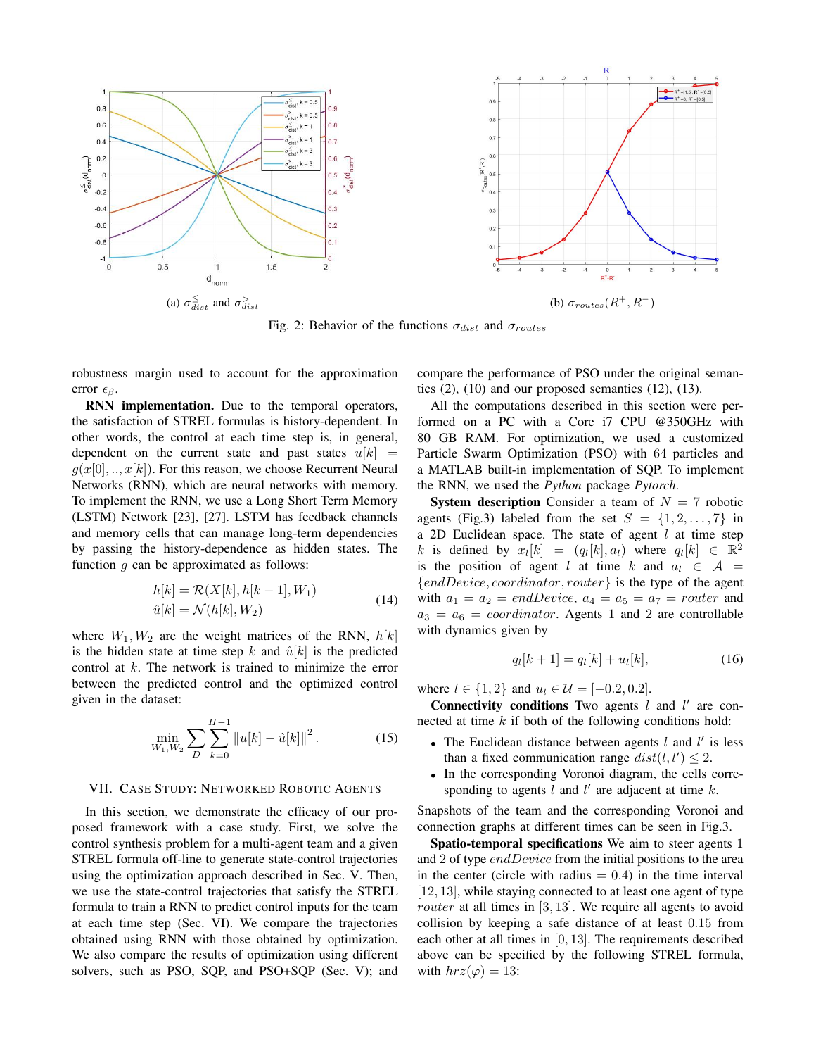(a) $\sigma^{\leq}_{dist}$ and $\sigma^{>}_{dist}$

(b) $\sigma_{routes}(R^+, R^-)$

Fig. 2: Behavior of the functions $\sigma_{dist}$ and $\sigma_{routes}$

robustness margin used to account for the approximation error $\epsilon_\beta$.

**RNN implementation.** Due to the temporal operators, the satisfaction of STREL formulas is history-dependent. In other words, the control at each time step is, in general, dependent on the current state and past states $u[k] = g(x[0], .., x[k])$. For this reason, we choose Recurrent Neural Networks (RNN), which are neural networks with memory. To implement the RNN, we use a Long Short Term Memory (LSTM) Network [23], [27]. LSTM has feedback channels and memory cells that can manage long-term dependencies by passing the history-dependence as hidden states. The function $g$ can be approximated as follows:

$$
\begin{aligned}
h[k] &= \mathcal{R}(X[k], h[k-1], W_1) \\
\hat{u}[k] &= \mathcal{N}(h[k], W_2)
\end{aligned}
\tag{14}
$$

where $W_1, W_2$ are the weight matrices of the RNN, $h[k]$ is the hidden state at time step $k$ and $\hat{u}[k]$ is the predicted control at $k$. The network is trained to minimize the error between the predicted control and the optimized control given in the dataset:

$$
\min_{W_1, W_2} \sum_{D} \sum_{k=0}^{H-1} \left\| u[k] - \hat{u}[k] \right\|^2 . \tag{15}
$$

## VII. Case Study: Networked Robotic Agents

In this section, we demonstrate the efficacy of our proposed framework with a case study. First, we solve the control synthesis problem for a multi-agent team and a given STREL formula off-line to generate state-control trajectories using the optimization approach described in Sec. V. Then, we use the state-control trajectories that satisfy the STREL formula to train a RNN to predict control inputs for the team at each time step (Sec. VI). We compare the trajectories obtained using RNN with those obtained by optimization. We also compare the results of optimization using different solvers, such as PSO, SQP, and PSO+SQP (Sec. V); and compare the performance of PSO under the original semantics (2), (10) and our proposed semantics (12), (13).

All the computations described in this section were performed on a PC with a Core i7 CPU @350GHz with 80 GB RAM. For optimization, we used a customized Particle Swarm Optimization (PSO) with 64 particles and a MATLAB built-in implementation of SQP. To implement the RNN, we used the *Python* package *Pytorch*.

**System description** Consider a team of $N = 7$ robotic agents (Fig.3) labeled from the set $S = \{1, 2, \ldots, 7\}$ in a 2D Euclidean space. The state of agent $l$ at time step $k$ is defined by $x_l[k] = (q_l[k], a_l)$ where $q_l[k] \in \mathbb{R}^2$ is the position of agent $l$ at time $k$ and $a_l \in \mathcal{A} = \{endDevice, coordinator, router\}$ is the type of the agent with $a_1 = a_2 = endDevice$, $a_4 = a_5 = a_7 = router$ and $a_3 = a_6 = coordinator$. Agents 1 and 2 are controllable with dynamics given by

$$
q_l[k+1] = q_l[k] + u_l[k], \tag{16}
$$

where $l \in \{1, 2\}$ and $u_l \in \mathcal{U} = [-0.2, 0.2]$.

**Connectivity conditions** Two agents $l$ and $l'$ are connected at time $k$ if both of the following conditions hold:

- The Euclidean distance between agents $l$ and $l'$ is less than a fixed communication range $dist(l, l') \leq 2$.
- In the corresponding Voronoi diagram, the cells corresponding to agents $l$ and $l'$ are adjacent at time $k$.

Snapshots of the team and the corresponding Voronoi and connection graphs at different times can be seen in Fig.3.

**Spatio-temporal specifications** We aim to steer agents 1 and 2 of type $endDevice$ from the initial positions to the area in the center (circle with radius $= 0.4$) in the time interval $[12, 13]$, while staying connected to at least one agent of type $router$ at all times in $[3, 13]$. We require all agents to avoid collision by keeping a safe distance of at least 0.15 from each other at all times in $[0, 13]$. The requirements described above can be specified by the following STREL formula, with $hrz(\varphi) = 13$: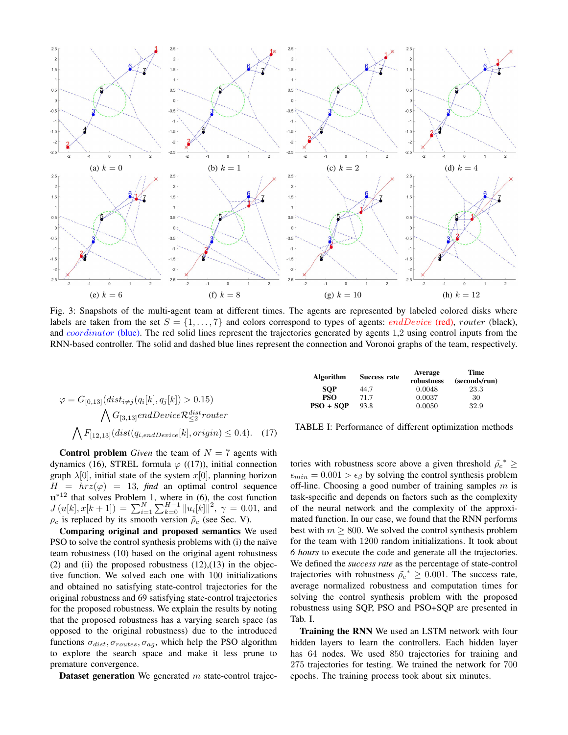Fig. 3: Snapshots of the multi-agent team at different times. The agents are represented by labeled colored disks where labels are taken from the set $S = \{1, \ldots, 7\}$ and colors correspond to types of agents: *endDevice* (red), *router* (black), and *coordinator* (blue). The red solid lines represent the trajectories generated by agents 1,2 using control inputs from the RNN-based controller. The solid and dashed blue lines represent the connection and Voronoi graphs of the team, respectively.

$$\varphi = G_{[0,13]}(dist_{i \neq j}(q_i[k], q_j[k]) > 0.15)$$
$$\bigwedge G_{[3,13]} endDevice \mathcal{R}^{dist}_{\leq 2} router$$
$$\bigwedge F_{[12,13]}(dist(q_{i,endDevice}[k], origin) \leq 0.4). \quad (17)$$

**Control problem** *Given* the team of $N = 7$ agents with dynamics (16), STREL formula $\varphi$ ((17)), initial connection graph $\lambda[0]$, initial state of the system $x[0]$, planning horizon $H = hrz(\varphi) = 13$, *find* an optimal control sequence $\mathbf{u}^{*12}$ that solves Problem 1, where in (6), the cost function $J\left(u[k], x[k+1]\right) = \sum_{i=1}^{N} \sum_{k=0}^{H-1} \|u_i[k]\|^2$, $\gamma = 0.01$, and $\rho_c$ is replaced by its smooth version $\tilde{\rho}_c$ (see Sec. V).

**Comparing original and proposed semantics** We used PSO to solve the control synthesis problems with (i) the naïve team robustness (10) based on the original agent robustness (2) and (ii) the proposed robustness (12),(13) in the objective function. We solved each one with 100 initializations and obtained no satisfying state-control trajectories for the original robustness and 69 satisfying state-control trajectories for the proposed robustness. We explain the results by noting that the proposed robustness has a varying search space (as opposed to the original robustness) due to the introduced functions $\sigma_{dist}, \sigma_{routes}, \sigma_{ag}$, which help the PSO algorithm to explore the search space and make it less prune to premature convergence.

**Dataset generation** We generated $m$ state-control trajectories with robustness score above a given threshold $\tilde{\rho}_c^{\,*} \geq \epsilon_{min} = 0.001 > \epsilon_\beta$ by solving the control synthesis problem off-line. Choosing a good number of training samples $m$ is task-specific and depends on factors such as the complexity of the neural network and the complexity of the approximated function. In our case, we found that the RNN performs best with $m \geq 800$. We solved the control synthesis problem for the team with 1200 random initializations. It took about *6 hours* to execute the code and generate all the trajectories. We defined the *success rate* as the percentage of state-control trajectories with robustness $\tilde{\rho}_c^{\,*} \geq 0.001$. The success rate, average normalized robustness and computation times for solving the control synthesis problem with the proposed robustness using SQP, PSO and PSO+SQP are presented in Tab. I.

| Algorithm | Success rate | Average robustness | Time (seconds/run) |
|---|---|---|---|
| SQP | 44.7 | 0.0048 | 23.3 |
| PSO | 71.7 | 0.0037 | 30 |
| PSO + SQP | 93.8 | 0.0050 | 32.9 |

TABLE I: Performance of different optimization methods

**Training the RNN** We used an LSTM network with four hidden layers to learn the controllers. Each hidden layer has 64 nodes. We used 850 trajectories for training and 275 trajectories for testing. We trained the network for 700 epochs. The training process took about six minutes.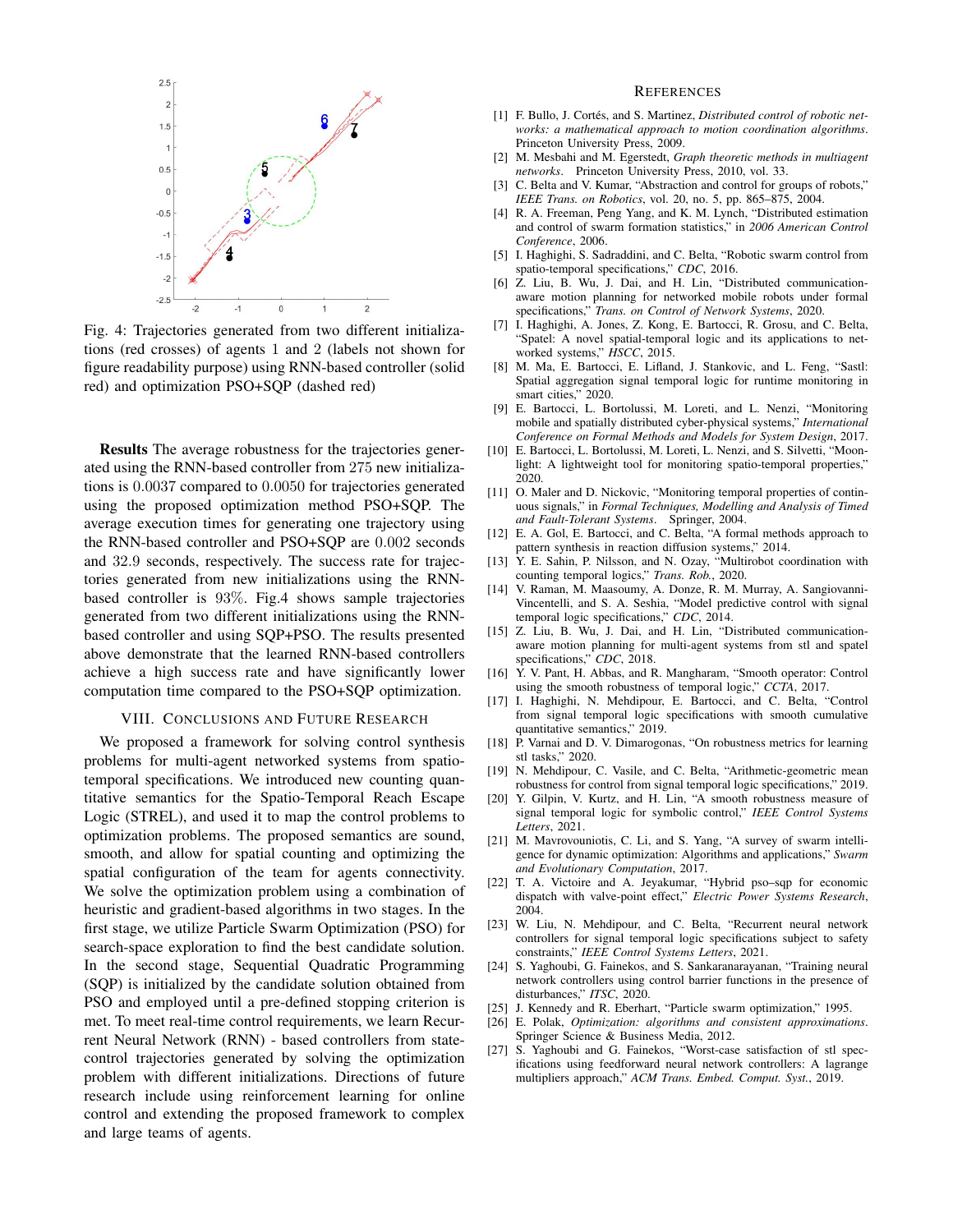2.5
2
1.5
1
0.5
0
-0.5
-1
-1.5
-2
-2.5
-2
-1
0
1
2
6
7
5
3
4

Fig. 4: Trajectories generated from two different initializations (red crosses) of agents 1 and 2 (labels not shown for figure readability purpose) using RNN-based controller (solid red) and optimization PSO+SQP (dashed red)

**Results** The average robustness for the trajectories generated using the RNN-based controller from 275 new initializations is 0.0037 compared to 0.0050 for trajectories generated using the proposed optimization method PSO+SQP. The average execution times for generating one trajectory using the RNN-based controller and PSO+SQP are 0.002 seconds and 32.9 seconds, respectively. The success rate for trajectories generated from new initializations using the RNN-based controller is 93%. Fig.4 shows sample trajectories generated from two different initializations using the RNN-based controller and using SQP+PSO. The results presented above demonstrate that the learned RNN-based controllers achieve a high success rate and have significantly lower computation time compared to the PSO+SQP optimization.

## VIII. Conclusions and Future Research

We proposed a framework for solving control synthesis problems for multi-agent networked systems from spatio-temporal specifications. We introduced new counting quantitative semantics for the Spatio-Temporal Reach Escape Logic (STREL), and used it to map the control problems to optimization problems. The proposed semantics are sound, smooth, and allow for spatial counting and optimizing the spatial configuration of the team for agents connectivity. We solve the optimization problem using a combination of heuristic and gradient-based algorithms in two stages. In the first stage, we utilize Particle Swarm Optimization (PSO) for search-space exploration to find the best candidate solution. In the second stage, Sequential Quadratic Programming (SQP) is initialized by the candidate solution obtained from PSO and employed until a pre-defined stopping criterion is met. To meet real-time control requirements, we learn Recurrent Neural Network (RNN) - based controllers from state-control trajectories generated by solving the optimization problem with different initializations. Directions of future research include using reinforcement learning for online control and extending the proposed framework to complex and large teams of agents.

## References

[1] F. Bullo, J. Cortés, and S. Martinez, *Distributed control of robotic networks: a mathematical approach to motion coordination algorithms*. Princeton University Press, 2009.

[2] M. Mesbahi and M. Egerstedt, *Graph theoretic methods in multiagent networks*. Princeton University Press, 2010, vol. 33.

[3] C. Belta and V. Kumar, "Abstraction and control for groups of robots," *IEEE Trans. on Robotics*, vol. 20, no. 5, pp. 865–875, 2004.

[4] R. A. Freeman, Peng Yang, and K. M. Lynch, "Distributed estimation and control of swarm formation statistics," in *2006 American Control Conference*, 2006.

[5] I. Haghighi, S. Sadraddini, and C. Belta, "Robotic swarm control from spatio-temporal specifications," *CDC*, 2016.

[6] Z. Liu, B. Wu, J. Dai, and H. Lin, "Distributed communication-aware motion planning for networked mobile robots under formal specifications," *Trans. on Control of Network Systems*, 2020.

[7] I. Haghighi, A. Jones, Z. Kong, E. Bartocci, R. Grosu, and C. Belta, "Spatel: A novel spatial-temporal logic and its applications to networked systems," *HSCC*, 2015.

[8] M. Ma, E. Bartocci, E. Lifland, J. Stankovic, and L. Feng, "Sastl: Spatial aggregation signal temporal logic for runtime monitoring in smart cities," 2020.

[9] E. Bartocci, L. Bortolussi, M. Loreti, and L. Nenzi, "Monitoring mobile and spatially distributed cyber-physical systems," *International Conference on Formal Methods and Models for System Design*, 2017.

[10] E. Bartocci, L. Bortolussi, M. Loreti, L. Nenzi, and S. Silvetti, "Moonlight: A lightweight tool for monitoring spatio-temporal properties," 2020.

[11] O. Maler and D. Nickovic, "Monitoring temporal properties of continuous signals," in *Formal Techniques, Modelling and Analysis of Timed and Fault-Tolerant Systems*. Springer, 2004.

[12] E. A. Gol, E. Bartocci, and C. Belta, "A formal methods approach to pattern synthesis in reaction diffusion systems," 2014.

[13] Y. E. Sahin, P. Nilsson, and N. Ozay, "Multirobot coordination with counting temporal logics," *Trans. Rob.*, 2020.

[14] V. Raman, M. Maasoumy, A. Donze, R. M. Murray, A. Sangiovanni-Vincentelli, and S. A. Seshia, "Model predictive control with signal temporal logic specifications," *CDC*, 2014.

[15] Z. Liu, B. Wu, J. Dai, and H. Lin, "Distributed communication-aware motion planning for multi-agent systems from stl and spatel specifications," *CDC*, 2018.

[16] Y. V. Pant, H. Abbas, and R. Mangharam, "Smooth operator: Control using the smooth robustness of temporal logic," *CCTA*, 2017.

[17] I. Haghighi, N. Mehdipour, E. Bartocci, and C. Belta, "Control from signal temporal logic specifications with smooth cumulative quantitative semantics," 2019.

[18] P. Varnai and D. V. Dimarogonas, "On robustness metrics for learning stl tasks," 2020.

[19] N. Mehdipour, C. Vasile, and C. Belta, "Arithmetic-geometric mean robustness for control from signal temporal logic specifications," 2019.

[20] Y. Gilpin, V. Kurtz, and H. Lin, "A smooth robustness measure of signal temporal logic for symbolic control," *IEEE Control Systems Letters*, 2021.

[21] M. Mavrovouniotis, C. Li, and S. Yang, "A survey of swarm intelligence for dynamic optimization: Algorithms and applications," *Swarm and Evolutionary Computation*, 2017.

[22] T. A. Victoire and A. Jeyakumar, "Hybrid pso–sqp for economic dispatch with valve-point effect," *Electric Power Systems Research*, 2004.

[23] W. Liu, N. Mehdipour, and C. Belta, "Recurrent neural network controllers for signal temporal logic specifications subject to safety constraints," *IEEE Control Systems Letters*, 2021.

[24] S. Yaghoubi, G. Fainekos, and S. Sankaranarayanan, "Training neural network controllers using control barrier functions in the presence of disturbances," *ITSC*, 2020.

[25] J. Kennedy and R. Eberhart, "Particle swarm optimization," 1995.

[26] E. Polak, *Optimization: algorithms and consistent approximations*. Springer Science & Business Media, 2012.

[27] S. Yaghoubi and G. Fainekos, "Worst-case satisfaction of stl specifications using feedforward neural network controllers: A lagrange multipliers approach," *ACM Trans. Embed. Comput. Syst.*, 2019.